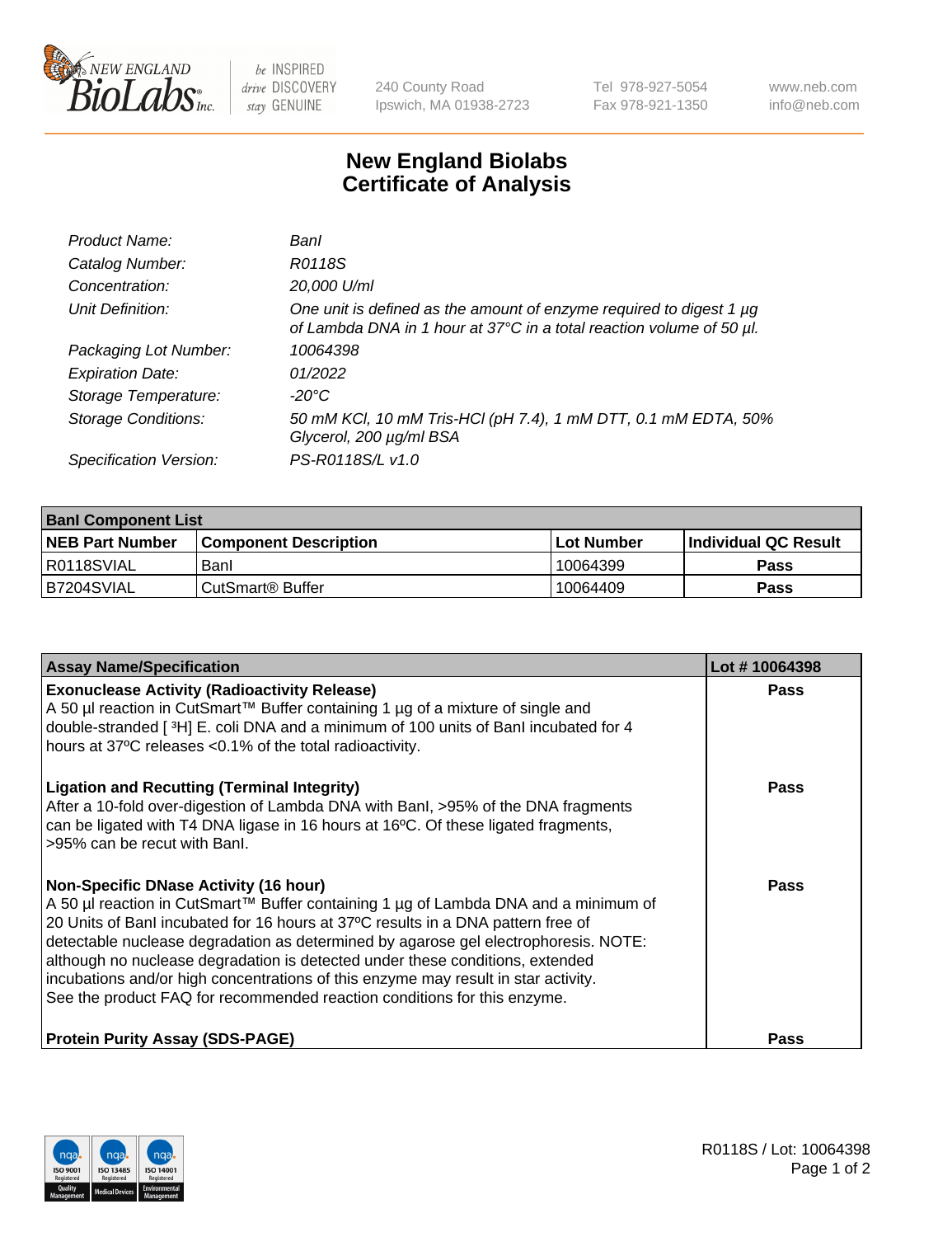240 County Road
Ipswich, MA 01938-2723

Tel 978-927-5054
Fax 978-921-1350

www.neb.com
info@neb.com

# New England Biolabs
# Certificate of Analysis

| | |
|---|---|
| *Product Name:* | *BanI* |
| *Catalog Number:* | *R0118S* |
| *Concentration:* | *20,000 U/ml* |
| *Unit Definition:* | *One unit is defined as the amount of enzyme required to digest 1 µg of Lambda DNA in 1 hour at 37°C in a total reaction volume of 50 µl.* |
| *Packaging Lot Number:* | *10064398* |
| *Expiration Date:* | *01/2022* |
| *Storage Temperature:* | *-20°C* |
| *Storage Conditions:* | *50 mM KCl, 10 mM Tris-HCl (pH 7.4), 1 mM DTT, 0.1 mM EDTA, 50% Glycerol, 200 µg/ml BSA* |
| *Specification Version:* | *PS-R0118S/L v1.0* |

| **BanI Component List** | | | |
|---|---|---|---|
| **NEB Part Number** | **Component Description** | **Lot Number** | **Individual QC Result** |
| R0118SVIAL | BanI | 10064399 | **Pass** |
| B7204SVIAL | CutSmart® Buffer | 10064409 | **Pass** |

| **Assay Name/Specification** | **Lot # 10064398** |
|---|---|
| **Exonuclease Activity (Radioactivity Release)**<br>A 50 µl reaction in CutSmart™ Buffer containing 1 µg of a mixture of single and double-stranded [ $^3$H] E. coli DNA and a minimum of 100 units of BanI incubated for 4 hours at 37ºC releases <0.1% of the total radioactivity. | **Pass** |
| **Ligation and Recutting (Terminal Integrity)**<br>After a 10-fold over-digestion of Lambda DNA with BanI, >95% of the DNA fragments can be ligated with T4 DNA ligase in 16 hours at 16ºC. Of these ligated fragments, >95% can be recut with BanI. | **Pass** |
| **Non-Specific DNase Activity (16 hour)**<br>A 50 µl reaction in CutSmart™ Buffer containing 1 µg of Lambda DNA and a minimum of 20 Units of BanI incubated for 16 hours at 37ºC results in a DNA pattern free of detectable nuclease degradation as determined by agarose gel electrophoresis. NOTE: although no nuclease degradation is detected under these conditions, extended incubations and/or high concentrations of this enzyme may result in star activity. See the product FAQ for recommended reaction conditions for this enzyme. | **Pass** |
| **Protein Purity Assay (SDS-PAGE)** | **Pass** |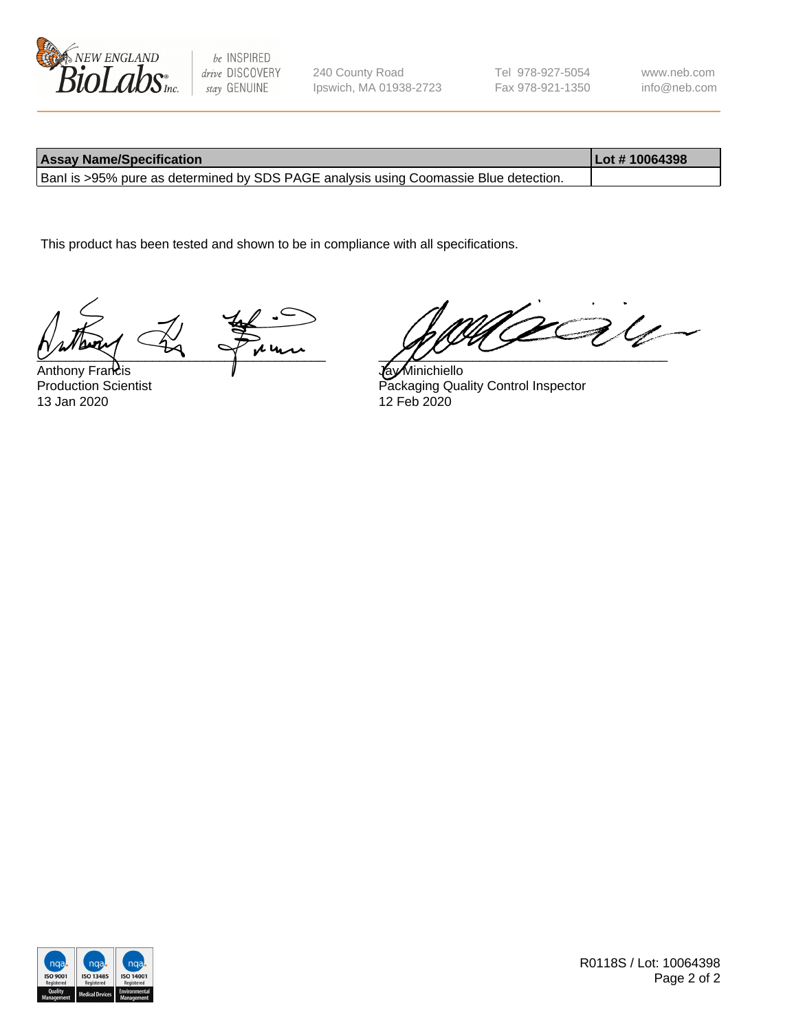| Assay Name/Specification | Lot # 10064398 |
| --- | --- |
| BanI is >95% pure as determined by SDS PAGE analysis using Coomassie Blue detection. | |

This product has been tested and shown to be in compliance with all specifications.

Anthony Francis
Production Scientist
13 Jan 2020

Jay Minichiello
Packaging Quality Control Inspector
12 Feb 2020

R0118S / Lot: 10064398